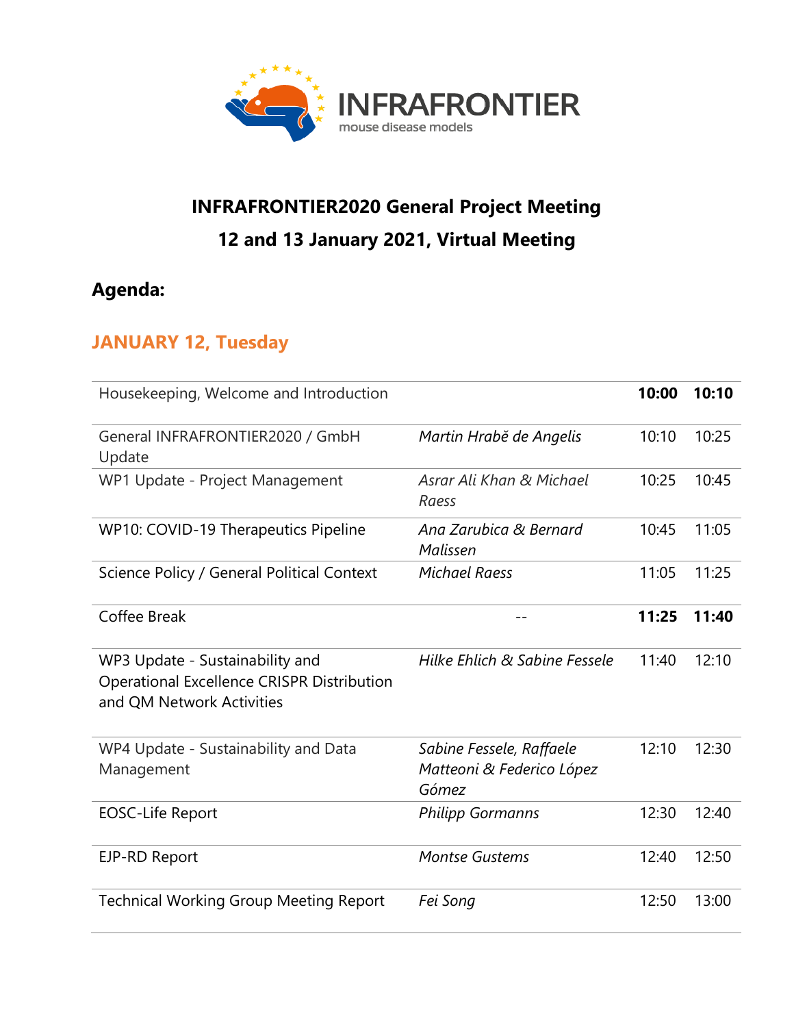INFRAFRONTIER
mouse disease models

# INFRAFRONTIER2020 General Project Meeting

# 12 and 13 January 2021, Virtual Meeting

## Agenda:

### JANUARY 12, Tuesday

| | | | |
|---|---|---|---|
| Housekeeping, Welcome and Introduction | | **10:00** | **10:10** |
| General INFRAFRONTIER2020 / GmbH Update | *Martin Hrabě de Angelis* | 10:10 | 10:25 |
| WP1 Update - Project Management | *Asrar Ali Khan & Michael Raess* | 10:25 | 10:45 |
| WP10: COVID-19 Therapeutics Pipeline | *Ana Zarubica & Bernard Malissen* | 10:45 | 11:05 |
| Science Policy / General Political Context | *Michael Raess* | 11:05 | 11:25 |
| Coffee Break | -- | **11:25** | **11:40** |
| WP3 Update - Sustainability and Operational Excellence CRISPR Distribution and QM Network Activities | *Hilke Ehlich & Sabine Fessele* | 11:40 | 12:10 |
| WP4 Update - Sustainability and Data Management | *Sabine Fessele, Raffaele Matteoni & Federico López Gómez* | 12:10 | 12:30 |
| EOSC-Life Report | *Philipp Gormanns* | 12:30 | 12:40 |
| EJP-RD Report | *Montse Gustems* | 12:40 | 12:50 |
| Technical Working Group Meeting Report | *Fei Song* | 12:50 | 13:00 |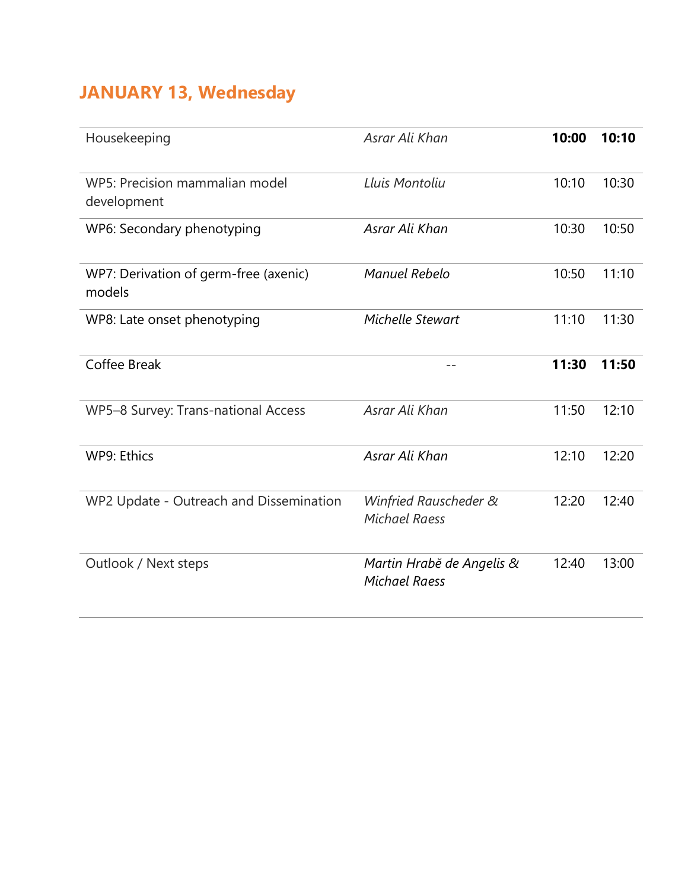## JANUARY 13, Wednesday

| | | | |
|---|---|---|---|
| Housekeeping | *Asrar Ali Khan* | **10:00** | **10:10** |
| WP5: Precision mammalian model development | *Lluis Montoliu* | 10:10 | 10:30 |
| WP6: Secondary phenotyping | *Asrar Ali Khan* | 10:30 | 10:50 |
| WP7: Derivation of germ-free (axenic) models | *Manuel Rebelo* | 10:50 | 11:10 |
| WP8: Late onset phenotyping | *Michelle Stewart* | 11:10 | 11:30 |
| Coffee Break | -- | **11:30** | **11:50** |
| WP5–8 Survey: Trans-national Access | *Asrar Ali Khan* | 11:50 | 12:10 |
| WP9: Ethics | *Asrar Ali Khan* | 12:10 | 12:20 |
| WP2 Update - Outreach and Dissemination | *Winfried Rauscheder & Michael Raess* | 12:20 | 12:40 |
| Outlook / Next steps | *Martin Hrabě de Angelis & Michael Raess* | 12:40 | 13:00 |